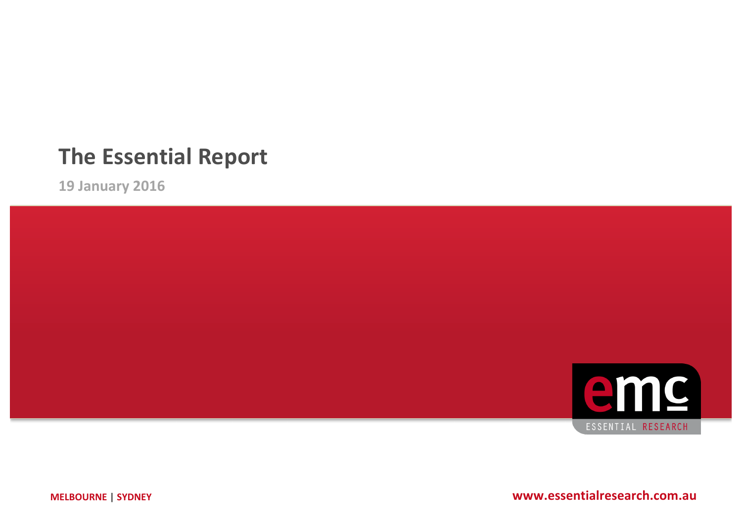# The Essential Report

19 January 2016

emc ESSENTIAL RESEARCH

MELBOURNE | SYDNEY

www.essentialresearch.com.au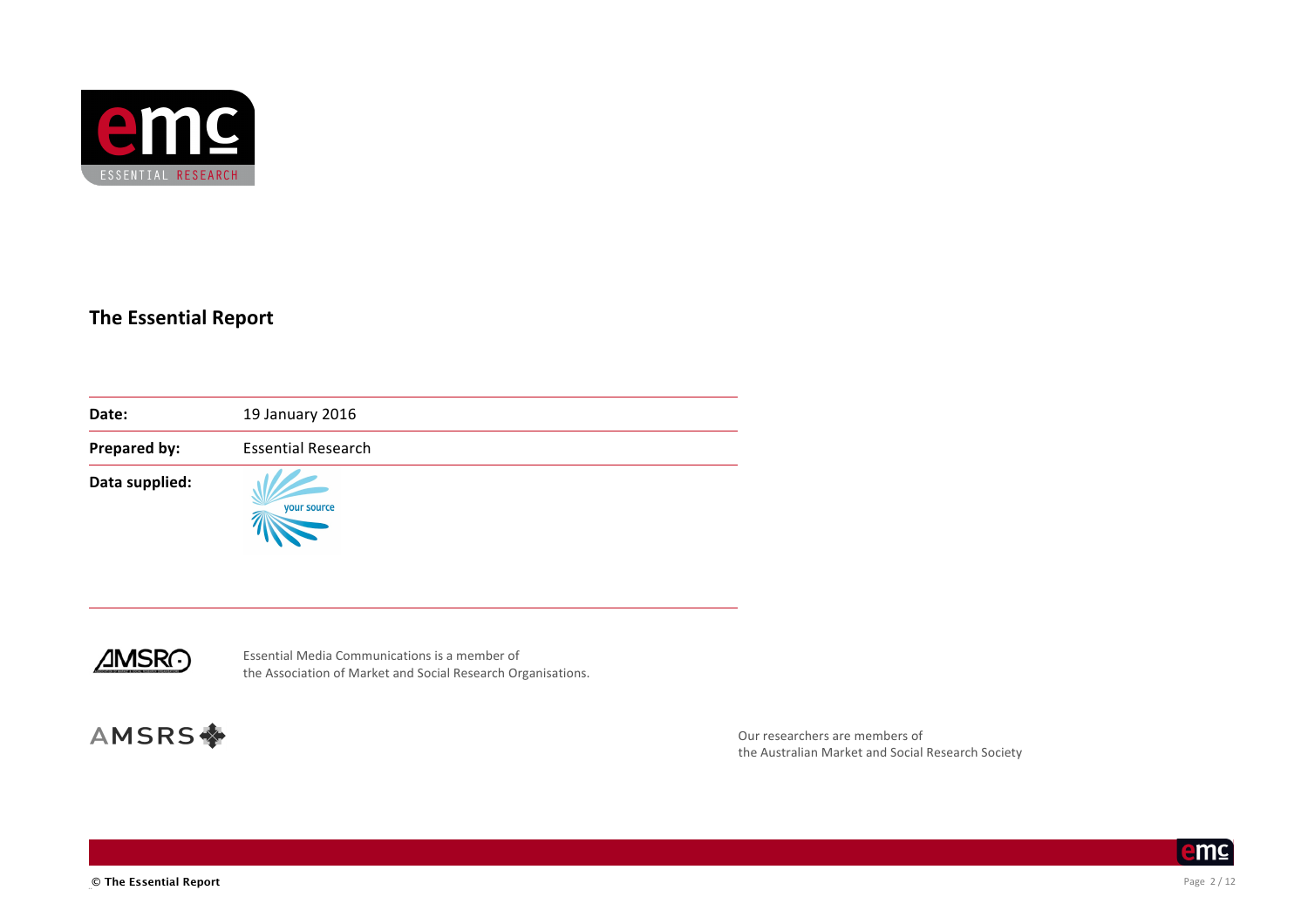# The Essential Report

| | |
|---|---|
| **Date:** | 19 January 2016 |
| **Prepared by:** | Essential Research |
| **Data supplied:** | your source |

Essential Media Communications is a member of the Association of Market and Social Research Organisations.

Our researchers are members of the Australian Market and Social Research Society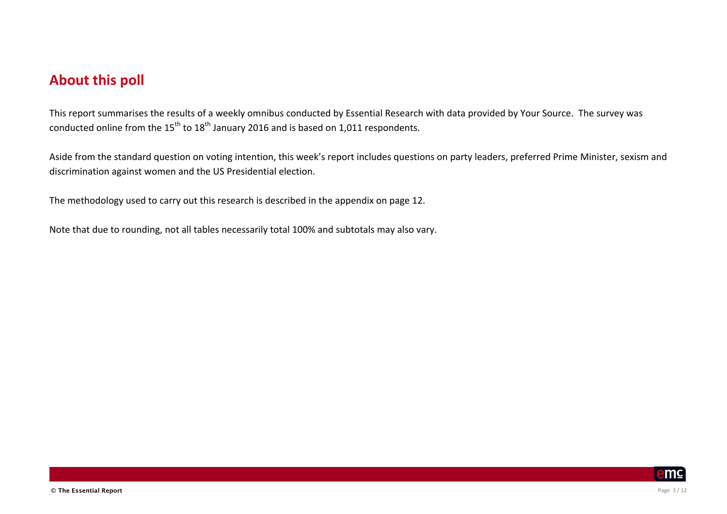## About this poll

This report summarises the results of a weekly omnibus conducted by Essential Research with data provided by Your Source. The survey was conducted online from the 15th to 18th January 2016 and is based on 1,011 respondents.

Aside from the standard question on voting intention, this week's report includes questions on party leaders, preferred Prime Minister, sexism and discrimination against women and the US Presidential election.

The methodology used to carry out this research is described in the appendix on page 12.

Note that due to rounding, not all tables necessarily total 100% and subtotals may also vary.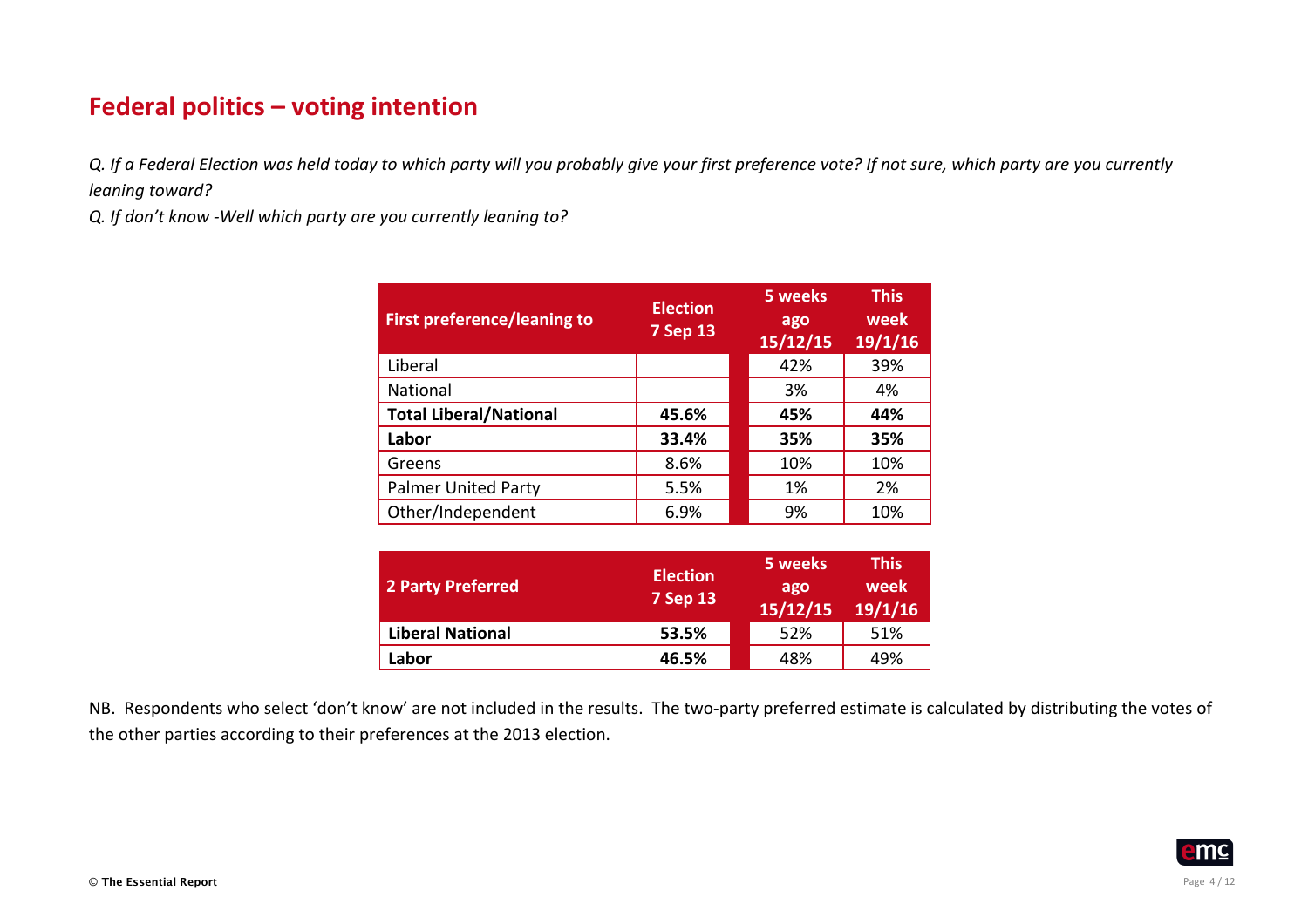## Federal politics – voting intention

*Q. If a Federal Election was held today to which party will you probably give your first preference vote? If not sure, which party are you currently leaning toward?*

*Q. If don't know -Well which party are you currently leaning to?*

| First preference/leaning to | Election 7 Sep 13 | 5 weeks ago 15/12/15 | This week 19/1/16 |
|---|---|---|---|
| Liberal | | 42% | 39% |
| National | | 3% | 4% |
| **Total Liberal/National** | **45.6%** | **45%** | **44%** |
| **Labor** | **33.4%** | **35%** | **35%** |
| Greens | 8.6% | 10% | 10% |
| Palmer United Party | 5.5% | 1% | 2% |
| Other/Independent | 6.9% | 9% | 10% |

| 2 Party Preferred | Election 7 Sep 13 | 5 weeks ago 15/12/15 | This week 19/1/16 |
|---|---|---|---|
| **Liberal National** | **53.5%** | 52% | 51% |
| **Labor** | **46.5%** | 48% | 49% |

NB. Respondents who select 'don't know' are not included in the results. The two-party preferred estimate is calculated by distributing the votes of the other parties according to their preferences at the 2013 election.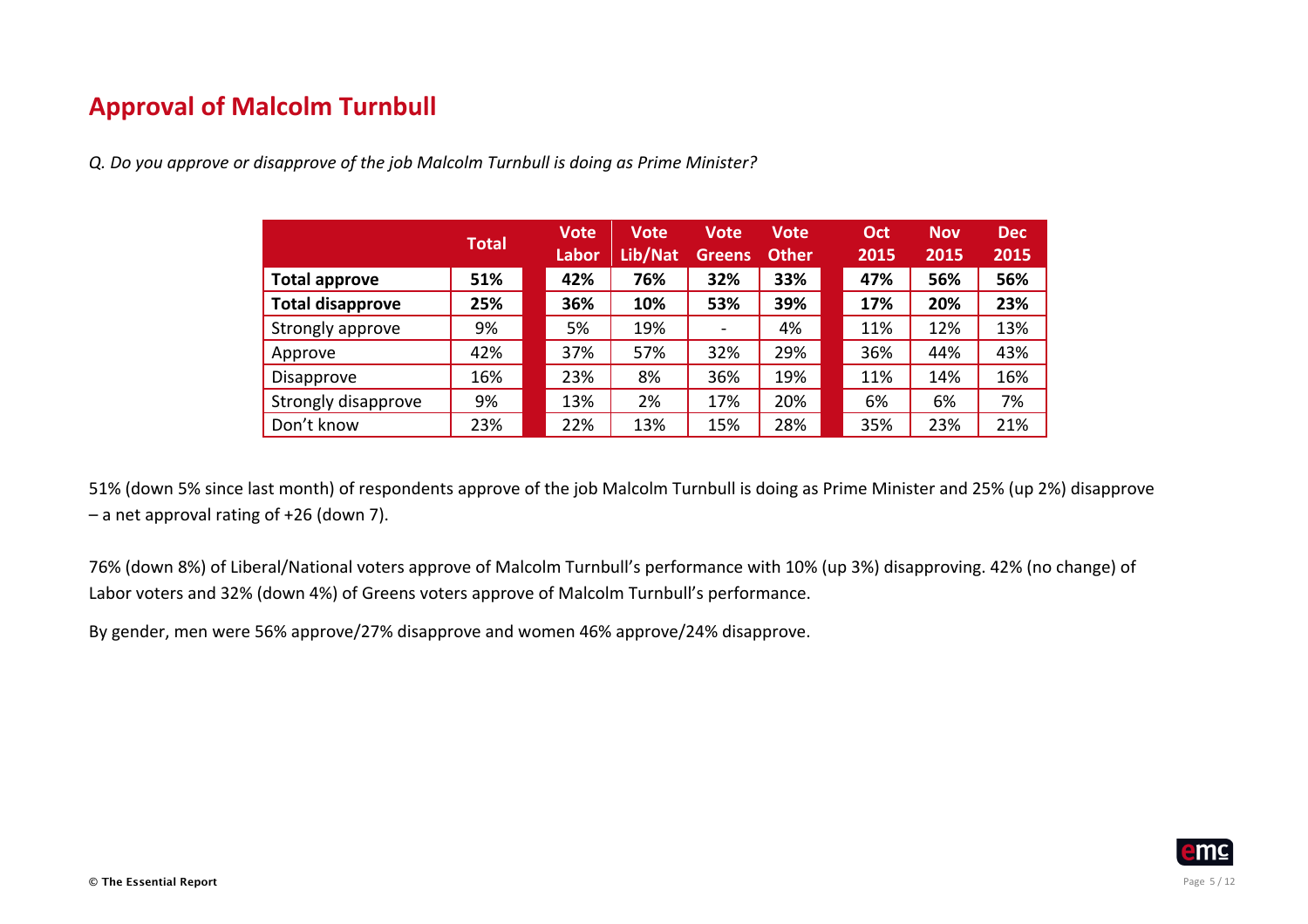## Approval of Malcolm Turnbull

*Q. Do you approve or disapprove of the job Malcolm Turnbull is doing as Prime Minister?*

| | Total | Vote Labor | Vote Lib/Nat | Vote Greens | Vote Other | Oct 2015 | Nov 2015 | Dec 2015 |
|---|---|---|---|---|---|---|---|---|
| **Total approve** | **51%** | **42%** | **76%** | **32%** | **33%** | **47%** | **56%** | **56%** |
| **Total disapprove** | **25%** | **36%** | **10%** | **53%** | **39%** | **17%** | **20%** | **23%** |
| Strongly approve | 9% | 5% | 19% | - | 4% | 11% | 12% | 13% |
| Approve | 42% | 37% | 57% | 32% | 29% | 36% | 44% | 43% |
| Disapprove | 16% | 23% | 8% | 36% | 19% | 11% | 14% | 16% |
| Strongly disapprove | 9% | 13% | 2% | 17% | 20% | 6% | 6% | 7% |
| Don't know | 23% | 22% | 13% | 15% | 28% | 35% | 23% | 21% |

51% (down 5% since last month) of respondents approve of the job Malcolm Turnbull is doing as Prime Minister and 25% (up 2%) disapprove – a net approval rating of +26 (down 7).

76% (down 8%) of Liberal/National voters approve of Malcolm Turnbull's performance with 10% (up 3%) disapproving. 42% (no change) of Labor voters and 32% (down 4%) of Greens voters approve of Malcolm Turnbull's performance.

By gender, men were 56% approve/27% disapprove and women 46% approve/24% disapprove.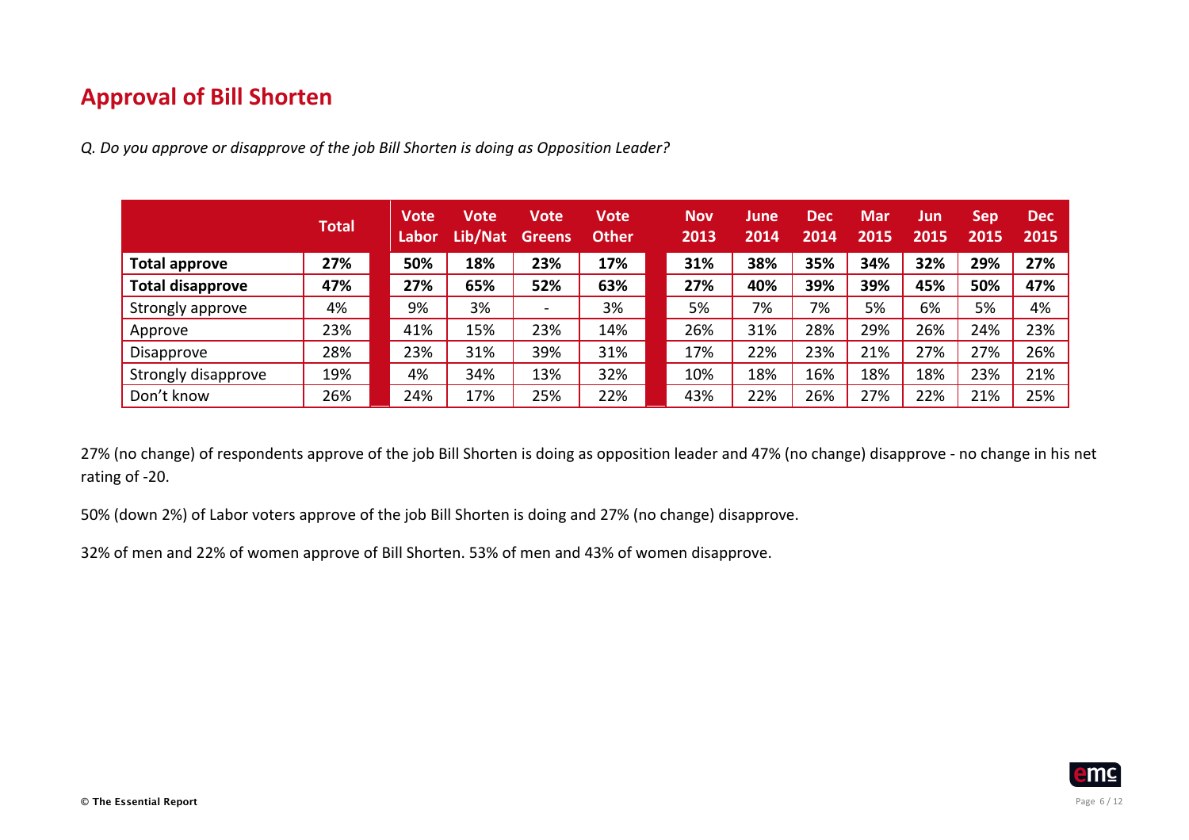## Approval of Bill Shorten

*Q. Do you approve or disapprove of the job Bill Shorten is doing as Opposition Leader?*

| | Total | Vote Labor | Vote Lib/Nat | Vote Greens | Vote Other | Nov 2013 | June 2014 | Dec 2014 | Mar 2015 | Jun 2015 | Sep 2015 | Dec 2015 |
|---|---|---|---|---|---|---|---|---|---|---|---|---|
| **Total approve** | **27%** | **50%** | **18%** | **23%** | **17%** | **31%** | **38%** | **35%** | **34%** | **32%** | **29%** | **27%** |
| **Total disapprove** | **47%** | **27%** | **65%** | **52%** | **63%** | **27%** | **40%** | **39%** | **39%** | **45%** | **50%** | **47%** |
| Strongly approve | 4% | 9% | 3% | - | 3% | 5% | 7% | 7% | 5% | 6% | 5% | 4% |
| Approve | 23% | 41% | 15% | 23% | 14% | 26% | 31% | 28% | 29% | 26% | 24% | 23% |
| Disapprove | 28% | 23% | 31% | 39% | 31% | 17% | 22% | 23% | 21% | 27% | 27% | 26% |
| Strongly disapprove | 19% | 4% | 34% | 13% | 32% | 10% | 18% | 16% | 18% | 18% | 23% | 21% |
| Don't know | 26% | 24% | 17% | 25% | 22% | 43% | 22% | 26% | 27% | 22% | 21% | 25% |

27% (no change) of respondents approve of the job Bill Shorten is doing as opposition leader and 47% (no change) disapprove - no change in his net rating of -20.

50% (down 2%) of Labor voters approve of the job Bill Shorten is doing and 27% (no change) disapprove.

32% of men and 22% of women approve of Bill Shorten. 53% of men and 43% of women disapprove.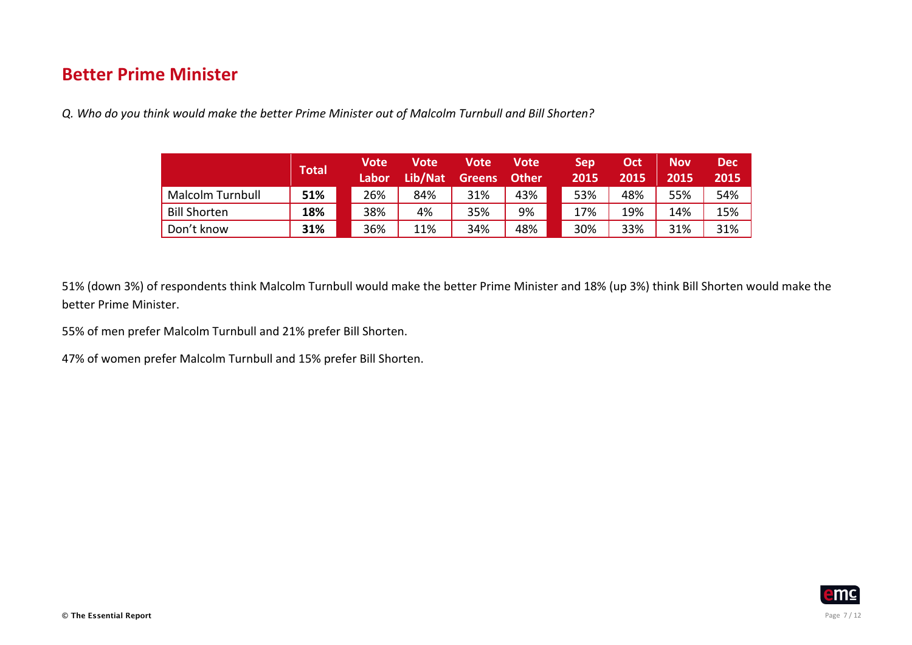## Better Prime Minister

*Q. Who do you think would make the better Prime Minister out of Malcolm Turnbull and Bill Shorten?*

| | Total | Vote Labor | Vote Lib/Nat | Vote Greens | Vote Other | Sep 2015 | Oct 2015 | Nov 2015 | Dec 2015 |
|---|---|---|---|---|---|---|---|---|---|
| Malcolm Turnbull | **51%** | 26% | 84% | 31% | 43% | 53% | 48% | 55% | 54% |
| Bill Shorten | **18%** | 38% | 4% | 35% | 9% | 17% | 19% | 14% | 15% |
| Don't know | **31%** | 36% | 11% | 34% | 48% | 30% | 33% | 31% | 31% |

51% (down 3%) of respondents think Malcolm Turnbull would make the better Prime Minister and 18% (up 3%) think Bill Shorten would make the better Prime Minister.

55% of men prefer Malcolm Turnbull and 21% prefer Bill Shorten.

47% of women prefer Malcolm Turnbull and 15% prefer Bill Shorten.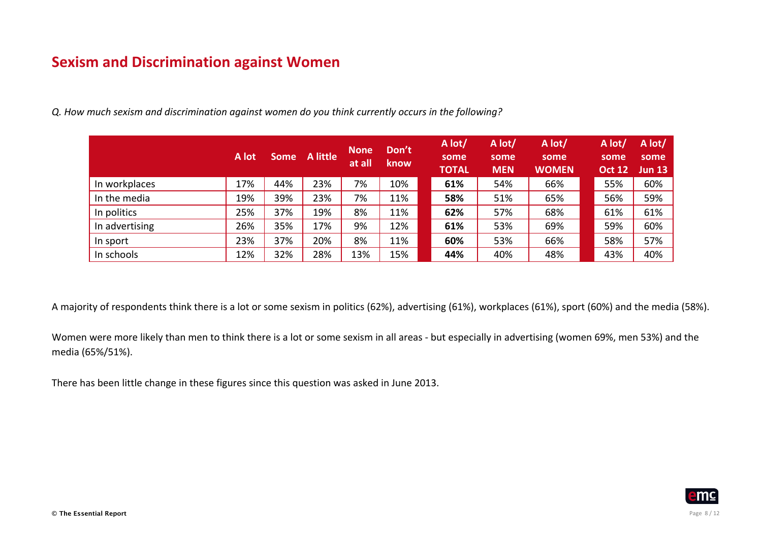## Sexism and Discrimination against Women

*Q. How much sexism and discrimination against women do you think currently occurs in the following?*

| | A lot | Some | A little | None at all | Don't know | A lot/ some TOTAL | A lot/ some MEN | A lot/ some WOMEN | A lot/ some Oct 12 | A lot/ some Jun 13 |
|---|---|---|---|---|---|---|---|---|---|---|
| In workplaces | 17% | 44% | 23% | 7% | 10% | **61%** | 54% | 66% | 55% | 60% |
| In the media | 19% | 39% | 23% | 7% | 11% | **58%** | 51% | 65% | 56% | 59% |
| In politics | 25% | 37% | 19% | 8% | 11% | **62%** | 57% | 68% | 61% | 61% |
| In advertising | 26% | 35% | 17% | 9% | 12% | **61%** | 53% | 69% | 59% | 60% |
| In sport | 23% | 37% | 20% | 8% | 11% | **60%** | 53% | 66% | 58% | 57% |
| In schools | 12% | 32% | 28% | 13% | 15% | **44%** | 40% | 48% | 43% | 40% |

A majority of respondents think there is a lot or some sexism in politics (62%), advertising (61%), workplaces (61%), sport (60%) and the media (58%).

Women were more likely than men to think there is a lot or some sexism in all areas - but especially in advertising (women 69%, men 53%) and the media (65%/51%).

There has been little change in these figures since this question was asked in June 2013.

© The Essential Report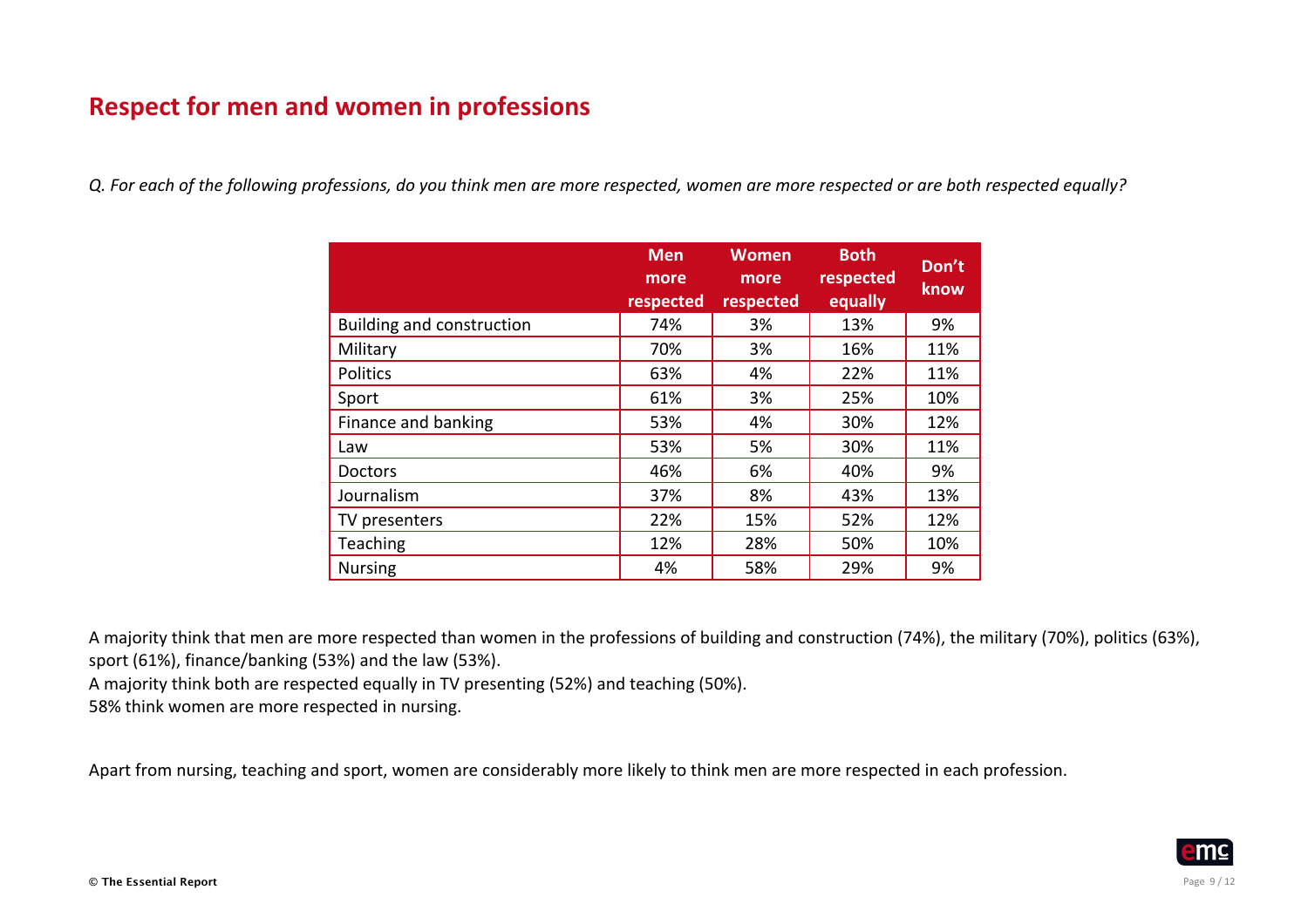## Respect for men and women in professions

*Q. For each of the following professions, do you think men are more respected, women are more respected or are both respected equally?*

| | Men more respected | Women more respected | Both respected equally | Don't know |
|---|---|---|---|---|
| Building and construction | 74% | 3% | 13% | 9% |
| Military | 70% | 3% | 16% | 11% |
| Politics | 63% | 4% | 22% | 11% |
| Sport | 61% | 3% | 25% | 10% |
| Finance and banking | 53% | 4% | 30% | 12% |
| Law | 53% | 5% | 30% | 11% |
| Doctors | 46% | 6% | 40% | 9% |
| Journalism | 37% | 8% | 43% | 13% |
| TV presenters | 22% | 15% | 52% | 12% |
| Teaching | 12% | 28% | 50% | 10% |
| Nursing | 4% | 58% | 29% | 9% |

A majority think that men are more respected than women in the professions of building and construction (74%), the military (70%), politics (63%), sport (61%), finance/banking (53%) and the law (53%).

A majority think both are respected equally in TV presenting (52%) and teaching (50%).

58% think women are more respected in nursing.

Apart from nursing, teaching and sport, women are considerably more likely to think men are more respected in each profession.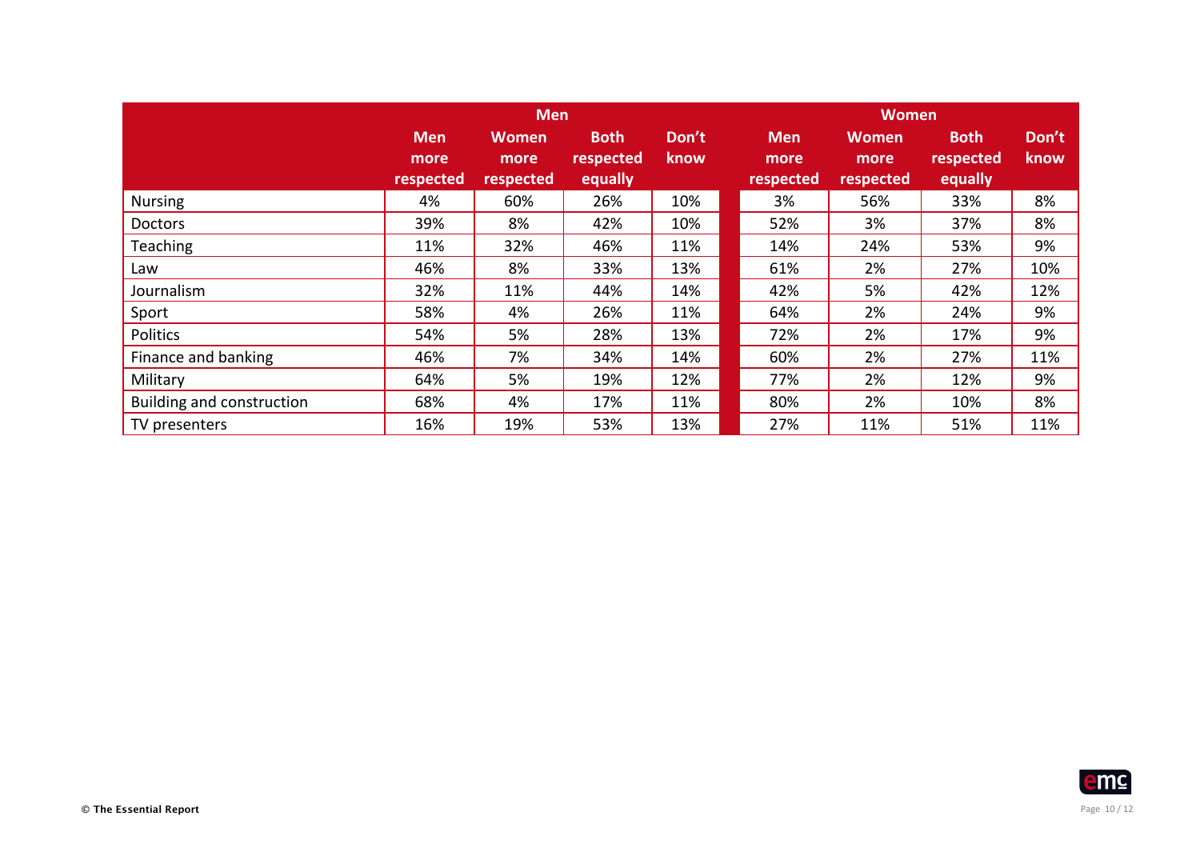| | Men | | | | Women | | | |
|---|---|---|---|---|---|---|---|---|
| | Men more respected | Women more respected | Both respected equally | Don't know | Men more respected | Women more respected | Both respected equally | Don't know |
| Nursing | 4% | 60% | 26% | 10% | 3% | 56% | 33% | 8% |
| Doctors | 39% | 8% | 42% | 10% | 52% | 3% | 37% | 8% |
| Teaching | 11% | 32% | 46% | 11% | 14% | 24% | 53% | 9% |
| Law | 46% | 8% | 33% | 13% | 61% | 2% | 27% | 10% |
| Journalism | 32% | 11% | 44% | 14% | 42% | 5% | 42% | 12% |
| Sport | 58% | 4% | 26% | 11% | 64% | 2% | 24% | 9% |
| Politics | 54% | 5% | 28% | 13% | 72% | 2% | 17% | 9% |
| Finance and banking | 46% | 7% | 34% | 14% | 60% | 2% | 27% | 11% |
| Military | 64% | 5% | 19% | 12% | 77% | 2% | 12% | 9% |
| Building and construction | 68% | 4% | 17% | 11% | 80% | 2% | 10% | 8% |
| TV presenters | 16% | 19% | 53% | 13% | 27% | 11% | 51% | 11% |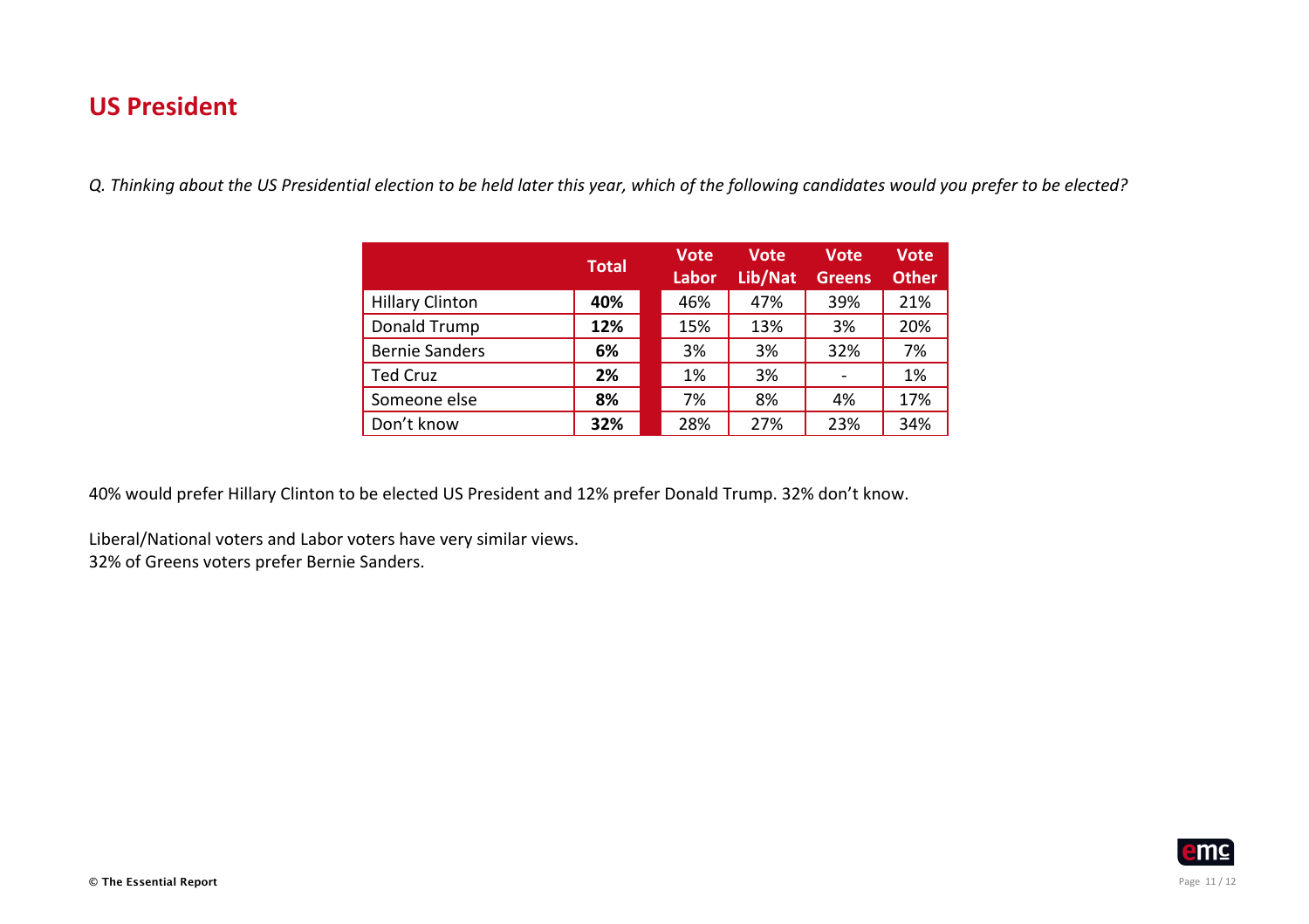## US President

*Q. Thinking about the US Presidential election to be held later this year, which of the following candidates would you prefer to be elected?*

| | Total | Vote Labor | Vote Lib/Nat | Vote Greens | Vote Other |
|---|---|---|---|---|---|
| Hillary Clinton | **40%** | 46% | 47% | 39% | 21% |
| Donald Trump | **12%** | 15% | 13% | 3% | 20% |
| Bernie Sanders | **6%** | 3% | 3% | 32% | 7% |
| Ted Cruz | **2%** | 1% | 3% | - | 1% |
| Someone else | **8%** | 7% | 8% | 4% | 17% |
| Don’t know | **32%** | 28% | 27% | 23% | 34% |

40% would prefer Hillary Clinton to be elected US President and 12% prefer Donald Trump. 32% don’t know.

Liberal/National voters and Labor voters have very similar views.
32% of Greens voters prefer Bernie Sanders.

© The Essential Report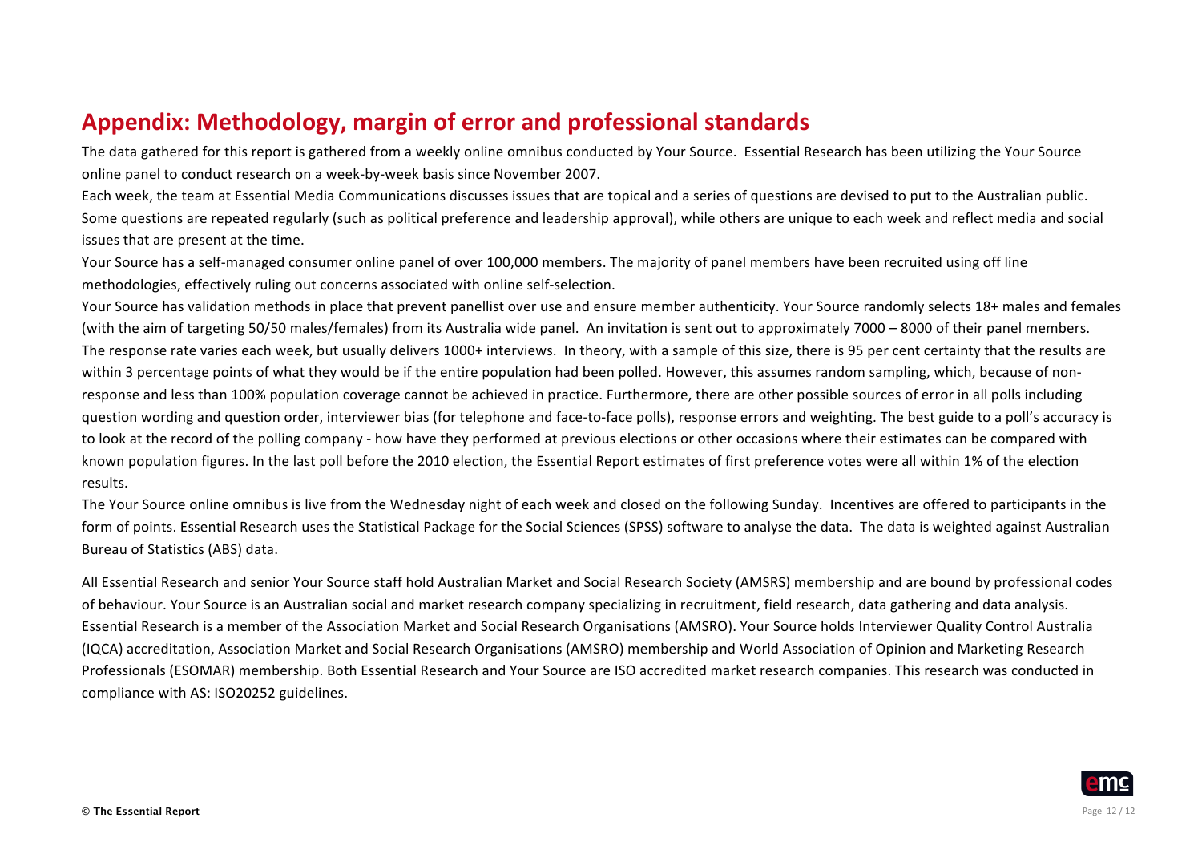## Appendix: Methodology, margin of error and professional standards

The data gathered for this report is gathered from a weekly online omnibus conducted by Your Source. Essential Research has been utilizing the Your Source online panel to conduct research on a week-by-week basis since November 2007.

Each week, the team at Essential Media Communications discusses issues that are topical and a series of questions are devised to put to the Australian public. Some questions are repeated regularly (such as political preference and leadership approval), while others are unique to each week and reflect media and social issues that are present at the time.

Your Source has a self-managed consumer online panel of over 100,000 members. The majority of panel members have been recruited using off line methodologies, effectively ruling out concerns associated with online self-selection.

Your Source has validation methods in place that prevent panellist over use and ensure member authenticity. Your Source randomly selects 18+ males and females (with the aim of targeting 50/50 males/females) from its Australia wide panel. An invitation is sent out to approximately 7000 – 8000 of their panel members. The response rate varies each week, but usually delivers 1000+ interviews. In theory, with a sample of this size, there is 95 per cent certainty that the results are within 3 percentage points of what they would be if the entire population had been polled. However, this assumes random sampling, which, because of non-response and less than 100% population coverage cannot be achieved in practice. Furthermore, there are other possible sources of error in all polls including question wording and question order, interviewer bias (for telephone and face-to-face polls), response errors and weighting. The best guide to a poll's accuracy is to look at the record of the polling company - how have they performed at previous elections or other occasions where their estimates can be compared with known population figures. In the last poll before the 2010 election, the Essential Report estimates of first preference votes were all within 1% of the election results.

The Your Source online omnibus is live from the Wednesday night of each week and closed on the following Sunday. Incentives are offered to participants in the form of points. Essential Research uses the Statistical Package for the Social Sciences (SPSS) software to analyse the data. The data is weighted against Australian Bureau of Statistics (ABS) data.

All Essential Research and senior Your Source staff hold Australian Market and Social Research Society (AMSRS) membership and are bound by professional codes of behaviour. Your Source is an Australian social and market research company specializing in recruitment, field research, data gathering and data analysis. Essential Research is a member of the Association Market and Social Research Organisations (AMSRO). Your Source holds Interviewer Quality Control Australia (IQCA) accreditation, Association Market and Social Research Organisations (AMSRO) membership and World Association of Opinion and Marketing Research Professionals (ESOMAR) membership. Both Essential Research and Your Source are ISO accredited market research companies. This research was conducted in compliance with AS: ISO20252 guidelines.